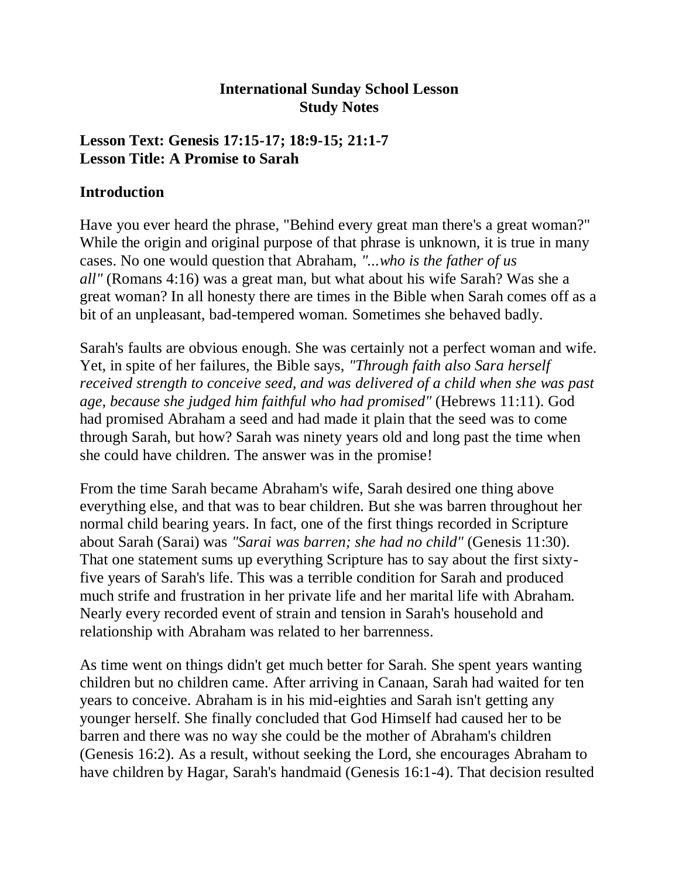**International Sunday School Lesson**
**Study Notes**

**Lesson Text: Genesis 17:15-17; 18:9-15; 21:1-7**
**Lesson Title: A Promise to Sarah**

## Introduction

Have you ever heard the phrase, "Behind every great man there's a great woman?" While the origin and original purpose of that phrase is unknown, it is true in many cases. No one would question that Abraham, *"...who is the father of us all"* (Romans 4:16) was a great man, but what about his wife Sarah? Was she a great woman? In all honesty there are times in the Bible when Sarah comes off as a bit of an unpleasant, bad-tempered woman. Sometimes she behaved badly.

Sarah's faults are obvious enough. She was certainly not a perfect woman and wife. Yet, in spite of her failures, the Bible says, *"Through faith also Sara herself received strength to conceive seed, and was delivered of a child when she was past age, because she judged him faithful who had promised"* (Hebrews 11:11). God had promised Abraham a seed and had made it plain that the seed was to come through Sarah, but how? Sarah was ninety years old and long past the time when she could have children. The answer was in the promise!

From the time Sarah became Abraham's wife, Sarah desired one thing above everything else, and that was to bear children. But she was barren throughout her normal child bearing years. In fact, one of the first things recorded in Scripture about Sarah (Sarai) was *"Sarai was barren; she had no child"* (Genesis 11:30). That one statement sums up everything Scripture has to say about the first sixty-five years of Sarah's life. This was a terrible condition for Sarah and produced much strife and frustration in her private life and her marital life with Abraham. Nearly every recorded event of strain and tension in Sarah's household and relationship with Abraham was related to her barrenness.

As time went on things didn't get much better for Sarah. She spent years wanting children but no children came. After arriving in Canaan, Sarah had waited for ten years to conceive. Abraham is in his mid-eighties and Sarah isn't getting any younger herself. She finally concluded that God Himself had caused her to be barren and there was no way she could be the mother of Abraham's children (Genesis 16:2). As a result, without seeking the Lord, she encourages Abraham to have children by Hagar, Sarah's handmaid (Genesis 16:1-4). That decision resulted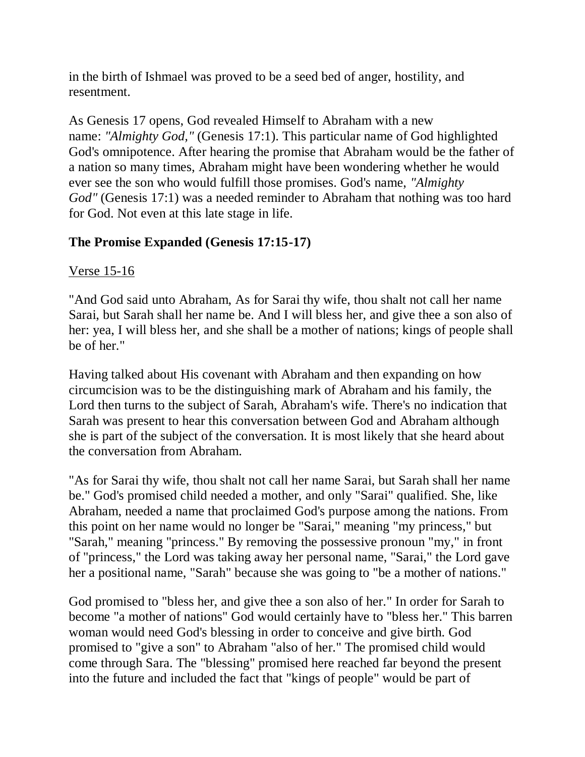in the birth of Ishmael was proved to be a seed bed of anger, hostility, and resentment.

As Genesis 17 opens, God revealed Himself to Abraham with a new name: *"Almighty God,"* (Genesis 17:1). This particular name of God highlighted God's omnipotence. After hearing the promise that Abraham would be the father of a nation so many times, Abraham might have been wondering whether he would ever see the son who would fulfill those promises. God's name, *"Almighty God"* (Genesis 17:1) was a needed reminder to Abraham that nothing was too hard for God. Not even at this late stage in life.

### The Promise Expanded (Genesis 17:15-17)

<u>Verse 15-16</u>

"And God said unto Abraham, As for Sarai thy wife, thou shalt not call her name Sarai, but Sarah shall her name be. And I will bless her, and give thee a son also of her: yea, I will bless her, and she shall be a mother of nations; kings of people shall be of her."

Having talked about His covenant with Abraham and then expanding on how circumcision was to be the distinguishing mark of Abraham and his family, the Lord then turns to the subject of Sarah, Abraham's wife. There's no indication that Sarah was present to hear this conversation between God and Abraham although she is part of the subject of the conversation. It is most likely that she heard about the conversation from Abraham.

"As for Sarai thy wife, thou shalt not call her name Sarai, but Sarah shall her name be." God's promised child needed a mother, and only "Sarai" qualified. She, like Abraham, needed a name that proclaimed God's purpose among the nations. From this point on her name would no longer be "Sarai," meaning "my princess," but "Sarah," meaning "princess." By removing the possessive pronoun "my," in front of "princess," the Lord was taking away her personal name, "Sarai," the Lord gave her a positional name, "Sarah" because she was going to "be a mother of nations."

God promised to "bless her, and give thee a son also of her." In order for Sarah to become "a mother of nations" God would certainly have to "bless her." This barren woman would need God's blessing in order to conceive and give birth. God promised to "give a son" to Abraham "also of her." The promised child would come through Sara. The "blessing" promised here reached far beyond the present into the future and included the fact that "kings of people" would be part of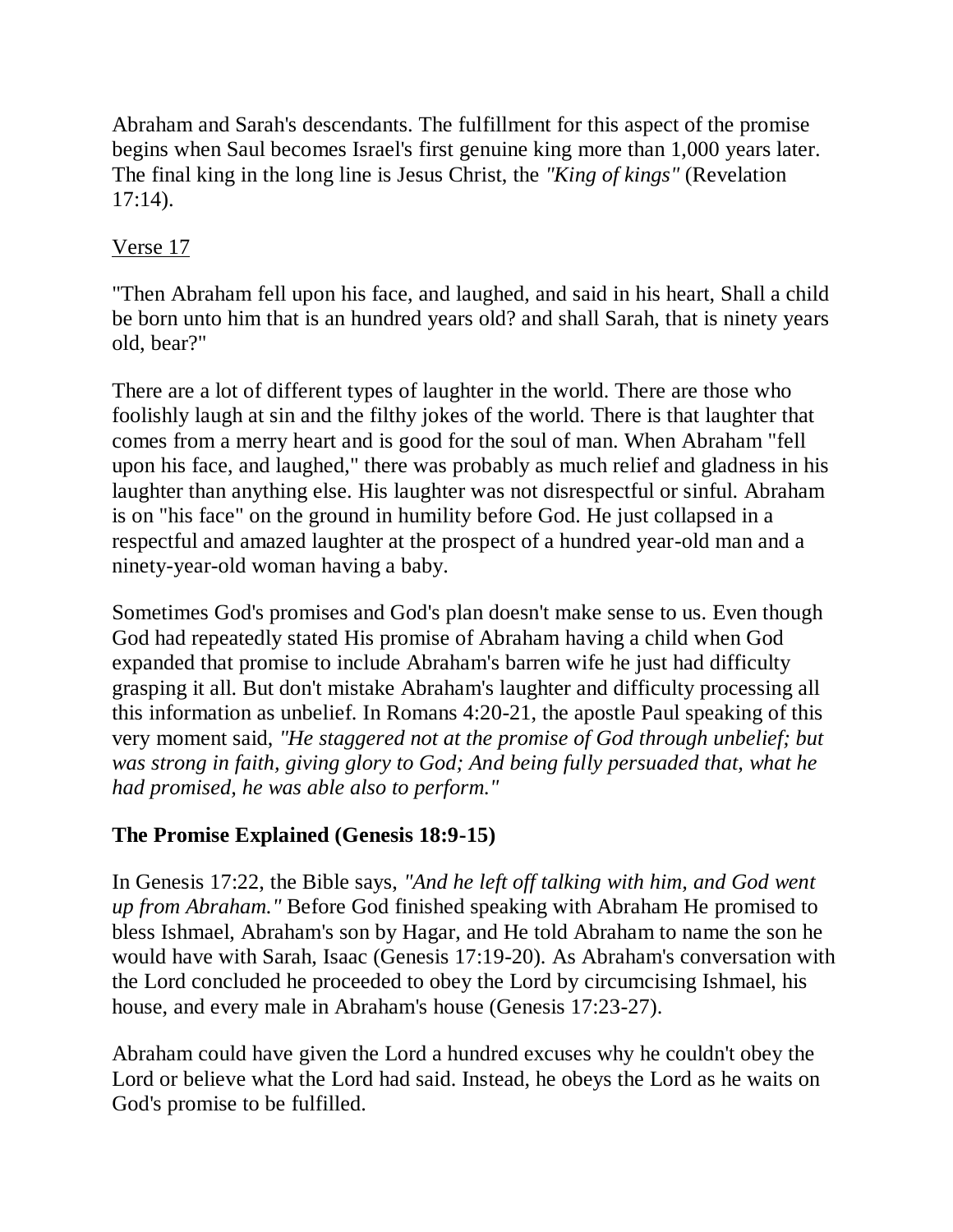Abraham and Sarah's descendants. The fulfillment for this aspect of the promise begins when Saul becomes Israel's first genuine king more than 1,000 years later. The final king in the long line is Jesus Christ, the *"King of kings"* (Revelation 17:14).

Verse 17

"Then Abraham fell upon his face, and laughed, and said in his heart, Shall a child be born unto him that is an hundred years old? and shall Sarah, that is ninety years old, bear?"

There are a lot of different types of laughter in the world. There are those who foolishly laugh at sin and the filthy jokes of the world. There is that laughter that comes from a merry heart and is good for the soul of man. When Abraham "fell upon his face, and laughed," there was probably as much relief and gladness in his laughter than anything else. His laughter was not disrespectful or sinful. Abraham is on "his face" on the ground in humility before God. He just collapsed in a respectful and amazed laughter at the prospect of a hundred year-old man and a ninety-year-old woman having a baby.

Sometimes God's promises and God's plan doesn't make sense to us. Even though God had repeatedly stated His promise of Abraham having a child when God expanded that promise to include Abraham's barren wife he just had difficulty grasping it all. But don't mistake Abraham's laughter and difficulty processing all this information as unbelief. In Romans 4:20-21, the apostle Paul speaking of this very moment said, *"He staggered not at the promise of God through unbelief; but was strong in faith, giving glory to God; And being fully persuaded that, what he had promised, he was able also to perform."*

### The Promise Explained (Genesis 18:9-15)

In Genesis 17:22, the Bible says, *"And he left off talking with him, and God went up from Abraham."* Before God finished speaking with Abraham He promised to bless Ishmael, Abraham's son by Hagar, and He told Abraham to name the son he would have with Sarah, Isaac (Genesis 17:19-20). As Abraham's conversation with the Lord concluded he proceeded to obey the Lord by circumcising Ishmael, his house, and every male in Abraham's house (Genesis 17:23-27).

Abraham could have given the Lord a hundred excuses why he couldn't obey the Lord or believe what the Lord had said. Instead, he obeys the Lord as he waits on God's promise to be fulfilled.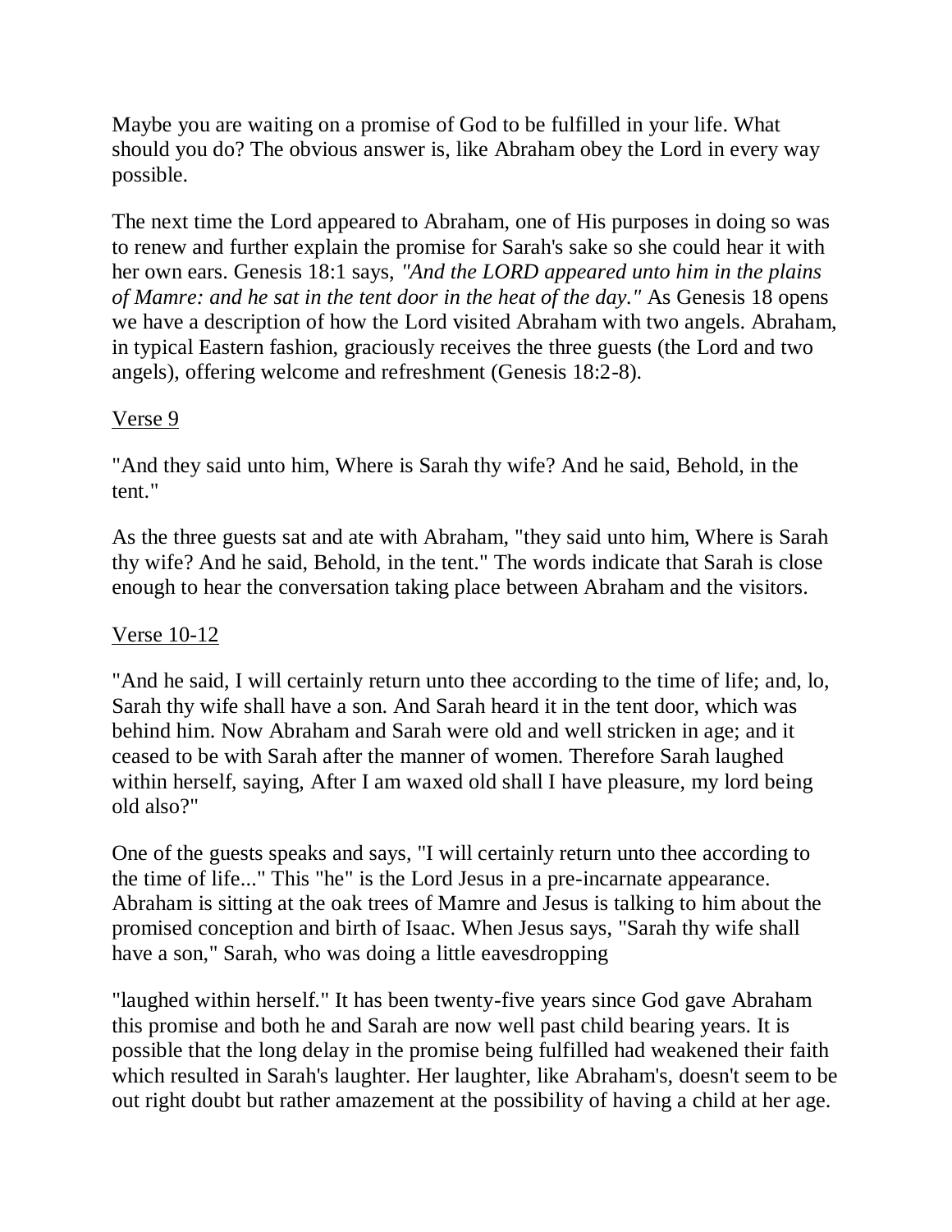Maybe you are waiting on a promise of God to be fulfilled in your life. What should you do? The obvious answer is, like Abraham obey the Lord in every way possible.

The next time the Lord appeared to Abraham, one of His purposes in doing so was to renew and further explain the promise for Sarah's sake so she could hear it with her own ears. Genesis 18:1 says, *"And the LORD appeared unto him in the plains of Mamre: and he sat in the tent door in the heat of the day."* As Genesis 18 opens we have a description of how the Lord visited Abraham with two angels. Abraham, in typical Eastern fashion, graciously receives the three guests (the Lord and two angels), offering welcome and refreshment (Genesis 18:2-8).

<u>Verse 9</u>

"And they said unto him, Where is Sarah thy wife? And he said, Behold, in the tent."

As the three guests sat and ate with Abraham, "they said unto him, Where is Sarah thy wife? And he said, Behold, in the tent." The words indicate that Sarah is close enough to hear the conversation taking place between Abraham and the visitors.

<u>Verse 10-12</u>

"And he said, I will certainly return unto thee according to the time of life; and, lo, Sarah thy wife shall have a son. And Sarah heard it in the tent door, which was behind him. Now Abraham and Sarah were old and well stricken in age; and it ceased to be with Sarah after the manner of women. Therefore Sarah laughed within herself, saying, After I am waxed old shall I have pleasure, my lord being old also?"

One of the guests speaks and says, "I will certainly return unto thee according to the time of life..." This "he" is the Lord Jesus in a pre-incarnate appearance. Abraham is sitting at the oak trees of Mamre and Jesus is talking to him about the promised conception and birth of Isaac. When Jesus says, "Sarah thy wife shall have a son," Sarah, who was doing a little eavesdropping

"laughed within herself." It has been twenty-five years since God gave Abraham this promise and both he and Sarah are now well past child bearing years. It is possible that the long delay in the promise being fulfilled had weakened their faith which resulted in Sarah's laughter. Her laughter, like Abraham's, doesn't seem to be out right doubt but rather amazement at the possibility of having a child at her age.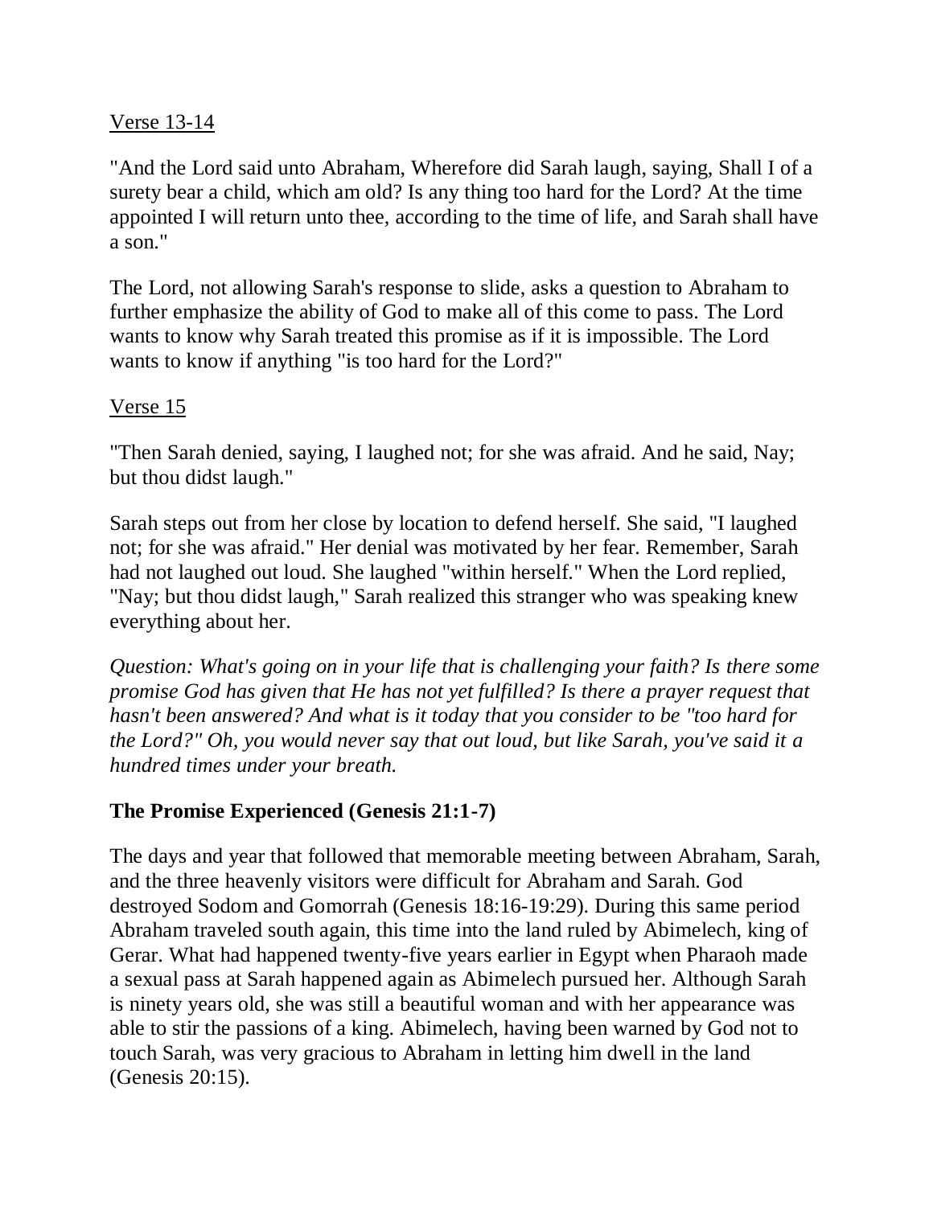Verse 13-14

"And the Lord said unto Abraham, Wherefore did Sarah laugh, saying, Shall I of a surety bear a child, which am old? Is any thing too hard for the Lord? At the time appointed I will return unto thee, according to the time of life, and Sarah shall have a son."

The Lord, not allowing Sarah's response to slide, asks a question to Abraham to further emphasize the ability of God to make all of this come to pass. The Lord wants to know why Sarah treated this promise as if it is impossible. The Lord wants to know if anything "is too hard for the Lord?"

Verse 15

"Then Sarah denied, saying, I laughed not; for she was afraid. And he said, Nay; but thou didst laugh."

Sarah steps out from her close by location to defend herself. She said, "I laughed not; for she was afraid." Her denial was motivated by her fear. Remember, Sarah had not laughed out loud. She laughed "within herself." When the Lord replied, "Nay; but thou didst laugh," Sarah realized this stranger who was speaking knew everything about her.

*Question: What's going on in your life that is challenging your faith? Is there some promise God has given that He has not yet fulfilled? Is there a prayer request that hasn't been answered? And what is it today that you consider to be "too hard for the Lord?" Oh, you would never say that out loud, but like Sarah, you've said it a hundred times under your breath.*

**The Promise Experienced (Genesis 21:1-7)**

The days and year that followed that memorable meeting between Abraham, Sarah, and the three heavenly visitors were difficult for Abraham and Sarah. God destroyed Sodom and Gomorrah (Genesis 18:16-19:29). During this same period Abraham traveled south again, this time into the land ruled by Abimelech, king of Gerar. What had happened twenty-five years earlier in Egypt when Pharaoh made a sexual pass at Sarah happened again as Abimelech pursued her. Although Sarah is ninety years old, she was still a beautiful woman and with her appearance was able to stir the passions of a king. Abimelech, having been warned by God not to touch Sarah, was very gracious to Abraham in letting him dwell in the land (Genesis 20:15).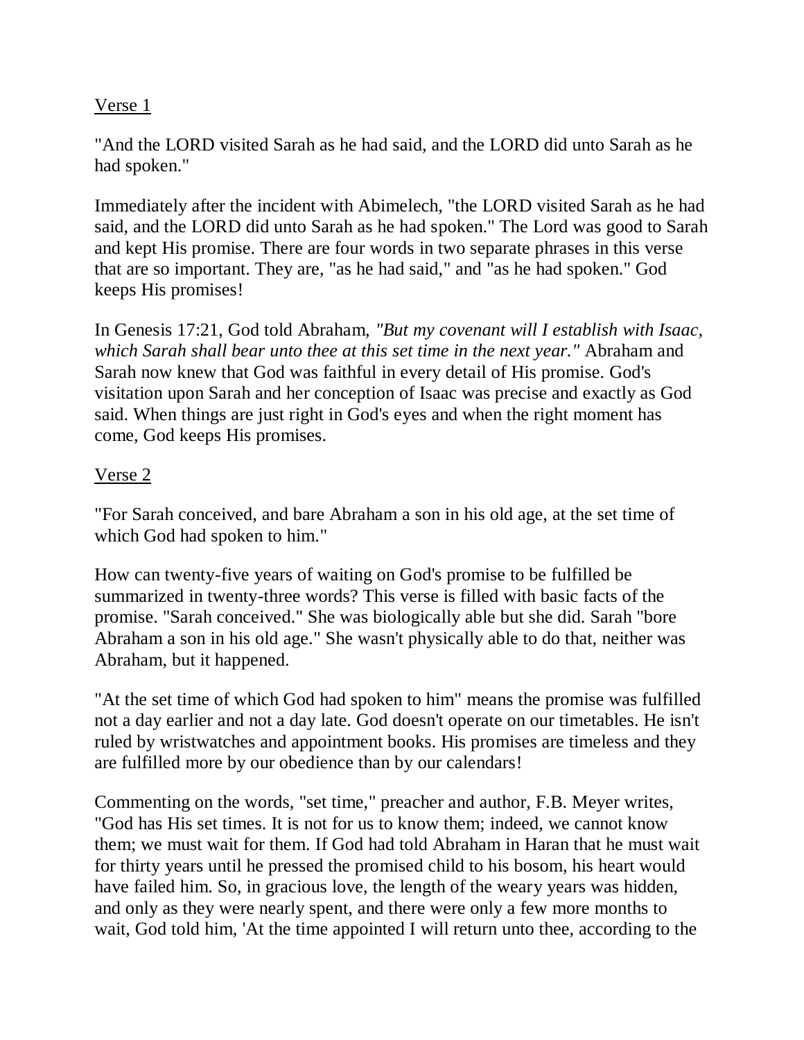<u>Verse 1</u>

"And the LORD visited Sarah as he had said, and the LORD did unto Sarah as he had spoken."

Immediately after the incident with Abimelech, "the LORD visited Sarah as he had said, and the LORD did unto Sarah as he had spoken." The Lord was good to Sarah and kept His promise. There are four words in two separate phrases in this verse that are so important. They are, "as he had said," and "as he had spoken." God keeps His promises!

In Genesis 17:21, God told Abraham, *"But my covenant will I establish with Isaac, which Sarah shall bear unto thee at this set time in the next year."* Abraham and Sarah now knew that God was faithful in every detail of His promise. God's visitation upon Sarah and her conception of Isaac was precise and exactly as God said. When things are just right in God's eyes and when the right moment has come, God keeps His promises.

<u>Verse 2</u>

"For Sarah conceived, and bare Abraham a son in his old age, at the set time of which God had spoken to him."

How can twenty-five years of waiting on God's promise to be fulfilled be summarized in twenty-three words? This verse is filled with basic facts of the promise. "Sarah conceived." She was biologically able but she did. Sarah "bore Abraham a son in his old age." She wasn't physically able to do that, neither was Abraham, but it happened.

"At the set time of which God had spoken to him" means the promise was fulfilled not a day earlier and not a day late. God doesn't operate on our timetables. He isn't ruled by wristwatches and appointment books. His promises are timeless and they are fulfilled more by our obedience than by our calendars!

Commenting on the words, "set time," preacher and author, F.B. Meyer writes, "God has His set times. It is not for us to know them; indeed, we cannot know them; we must wait for them. If God had told Abraham in Haran that he must wait for thirty years until he pressed the promised child to his bosom, his heart would have failed him. So, in gracious love, the length of the weary years was hidden, and only as they were nearly spent, and there were only a few more months to wait, God told him, 'At the time appointed I will return unto thee, according to the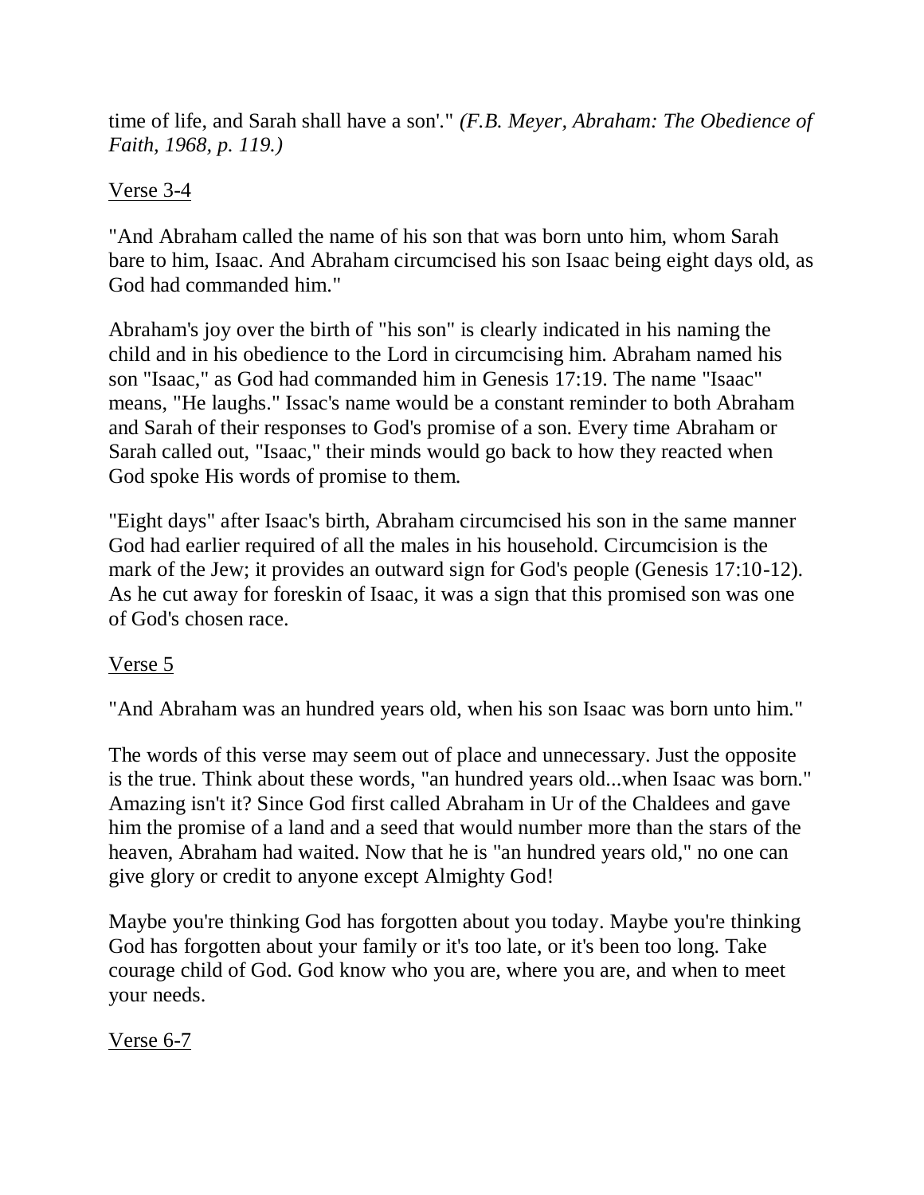time of life, and Sarah shall have a son'." *(F.B. Meyer, Abraham: The Obedience of Faith, 1968, p. 119.)*

<u>Verse 3-4</u>

"And Abraham called the name of his son that was born unto him, whom Sarah bare to him, Isaac. And Abraham circumcised his son Isaac being eight days old, as God had commanded him."

Abraham's joy over the birth of "his son" is clearly indicated in his naming the child and in his obedience to the Lord in circumcising him. Abraham named his son "Isaac," as God had commanded him in Genesis 17:19. The name "Isaac" means, "He laughs." Issac's name would be a constant reminder to both Abraham and Sarah of their responses to God's promise of a son. Every time Abraham or Sarah called out, "Isaac," their minds would go back to how they reacted when God spoke His words of promise to them.

"Eight days" after Isaac's birth, Abraham circumcised his son in the same manner God had earlier required of all the males in his household. Circumcision is the mark of the Jew; it provides an outward sign for God's people (Genesis 17:10-12). As he cut away for foreskin of Isaac, it was a sign that this promised son was one of God's chosen race.

<u>Verse 5</u>

"And Abraham was an hundred years old, when his son Isaac was born unto him."

The words of this verse may seem out of place and unnecessary. Just the opposite is the true. Think about these words, "an hundred years old...when Isaac was born." Amazing isn't it? Since God first called Abraham in Ur of the Chaldees and gave him the promise of a land and a seed that would number more than the stars of the heaven, Abraham had waited. Now that he is "an hundred years old," no one can give glory or credit to anyone except Almighty God!

Maybe you're thinking God has forgotten about you today. Maybe you're thinking God has forgotten about your family or it's too late, or it's been too long. Take courage child of God. God know who you are, where you are, and when to meet your needs.

<u>Verse 6-7</u>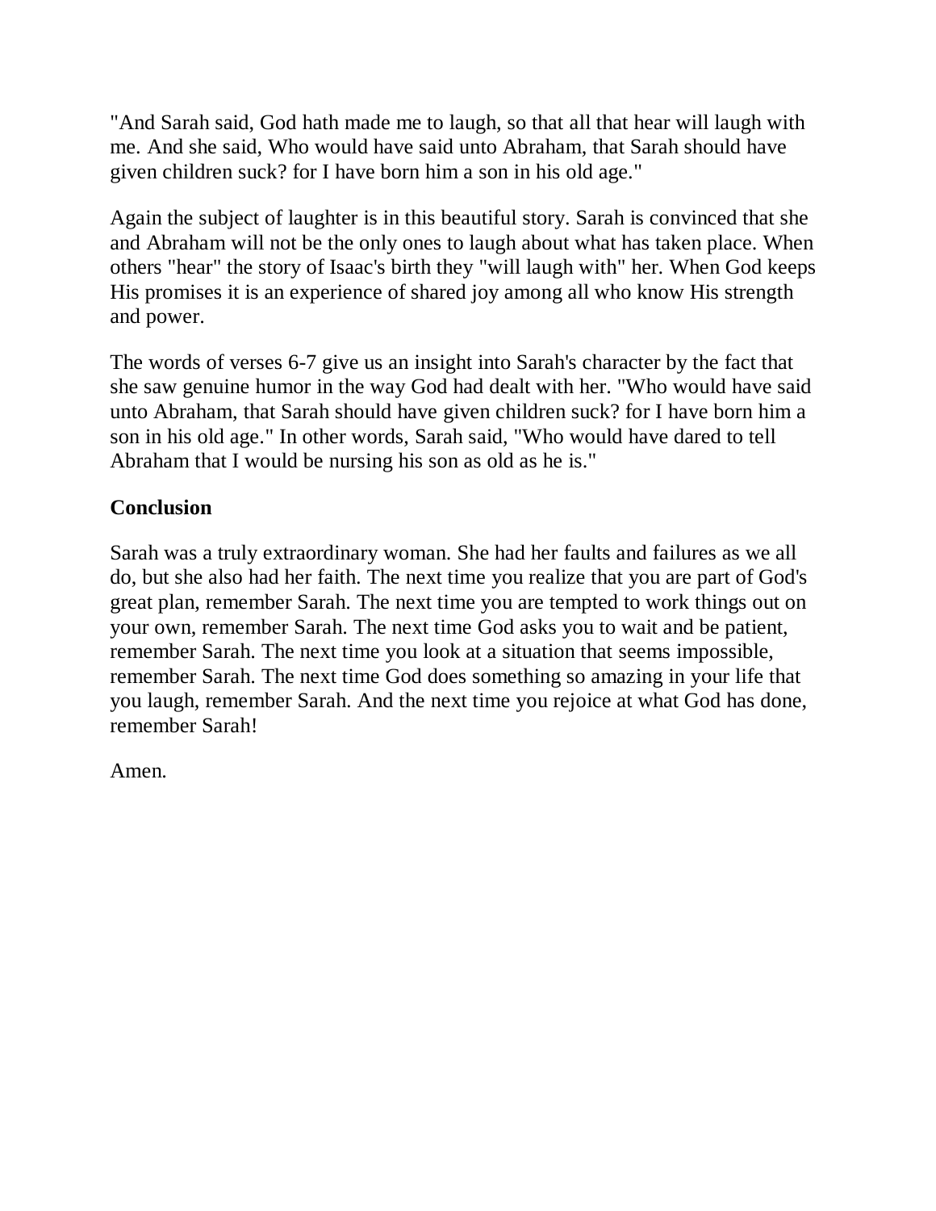"And Sarah said, God hath made me to laugh, so that all that hear will laugh with me. And she said, Who would have said unto Abraham, that Sarah should have given children suck? for I have born him a son in his old age."

Again the subject of laughter is in this beautiful story. Sarah is convinced that she and Abraham will not be the only ones to laugh about what has taken place. When others "hear" the story of Isaac's birth they "will laugh with" her. When God keeps His promises it is an experience of shared joy among all who know His strength and power.

The words of verses 6-7 give us an insight into Sarah's character by the fact that she saw genuine humor in the way God had dealt with her. "Who would have said unto Abraham, that Sarah should have given children suck? for I have born him a son in his old age." In other words, Sarah said, "Who would have dared to tell Abraham that I would be nursing his son as old as he is."

## Conclusion

Sarah was a truly extraordinary woman. She had her faults and failures as we all do, but she also had her faith. The next time you realize that you are part of God's great plan, remember Sarah. The next time you are tempted to work things out on your own, remember Sarah. The next time God asks you to wait and be patient, remember Sarah. The next time you look at a situation that seems impossible, remember Sarah. The next time God does something so amazing in your life that you laugh, remember Sarah. And the next time you rejoice at what God has done, remember Sarah!

Amen.